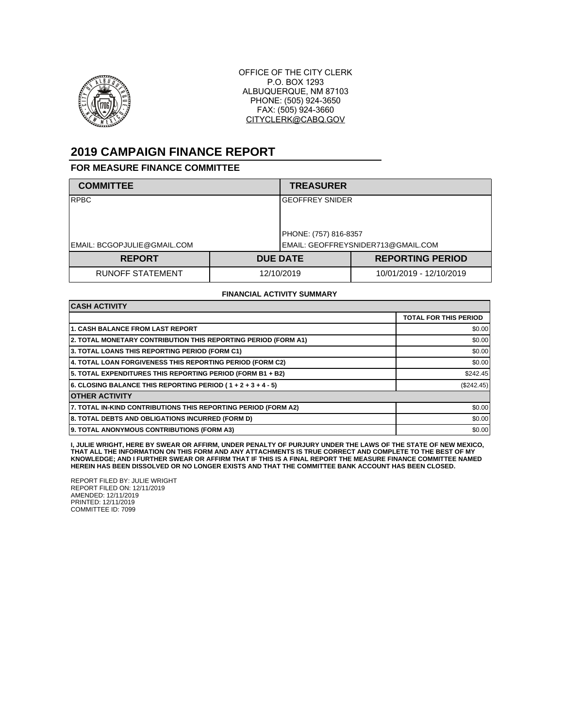OFFICE OF THE CITY CLERK
P.O. BOX 1293
ALBUQUERQUE, NM 87103
PHONE: (505) 924-3650
FAX: (505) 924-3660
CITYCLERK@CABQ.GOV

# 2019 CAMPAIGN FINANCE REPORT

## FOR MEASURE FINANCE COMMITTEE

| COMMITTEE | TREASURER |
|---|---|
| RPBC | GEOFFREY SNIDER |
| | PHONE: (757) 816-8357 |
| EMAIL: BCGOPJULIE@GMAIL.COM | EMAIL: GEOFFREYSNIDER713@GMAIL.COM |

| REPORT | DUE DATE | REPORTING PERIOD |
|---|---|---|
| RUNOFF STATEMENT | 12/10/2019 | 10/01/2019 - 12/10/2019 |

**FINANCIAL ACTIVITY SUMMARY**

| CASH ACTIVITY | |
|---|---|
| | **TOTAL FOR THIS PERIOD** |
| **1. CASH BALANCE FROM LAST REPORT** | $0.00 |
| **2. TOTAL MONETARY CONTRIBUTION THIS REPORTING PERIOD (FORM A1)** | $0.00 |
| **3. TOTAL LOANS THIS REPORTING PERIOD (FORM C1)** | $0.00 |
| **4. TOTAL LOAN FORGIVENESS THIS REPORTING PERIOD (FORM C2)** | $0.00 |
| **5. TOTAL EXPENDITURES THIS REPORTING PERIOD (FORM B1 + B2)** | $242.45 |
| **6. CLOSING BALANCE THIS REPORTING PERIOD ( 1 + 2 + 3 + 4 - 5)** | ($242.45) |
| **OTHER ACTIVITY** | |
| **7. TOTAL IN-KIND CONTRIBUTIONS THIS REPORTING PERIOD (FORM A2)** | $0.00 |
| **8. TOTAL DEBTS AND OBLIGATIONS INCURRED (FORM D)** | $0.00 |
| **9. TOTAL ANONYMOUS CONTRIBUTIONS (FORM A3)** | $0.00 |

**I, JULIE WRIGHT, HERE BY SWEAR OR AFFIRM, UNDER PENALTY OF PURJURY UNDER THE LAWS OF THE STATE OF NEW MEXICO, THAT ALL THE INFORMATION ON THIS FORM AND ANY ATTACHMENTS IS TRUE CORRECT AND COMPLETE TO THE BEST OF MY KNOWLEDGE; AND I FURTHER SWEAR OR AFFIRM THAT IF THIS IS A FINAL REPORT THE MEASURE FINANCE COMMITTEE NAMED HEREIN HAS BEEN DISSOLVED OR NO LONGER EXISTS AND THAT THE COMMITTEE BANK ACCOUNT HAS BEEN CLOSED.**

REPORT FILED BY: JULIE WRIGHT
REPORT FILED ON: 12/11/2019
AMENDED: 12/11/2019
PRINTED: 12/11/2019
COMMITTEE ID: 7099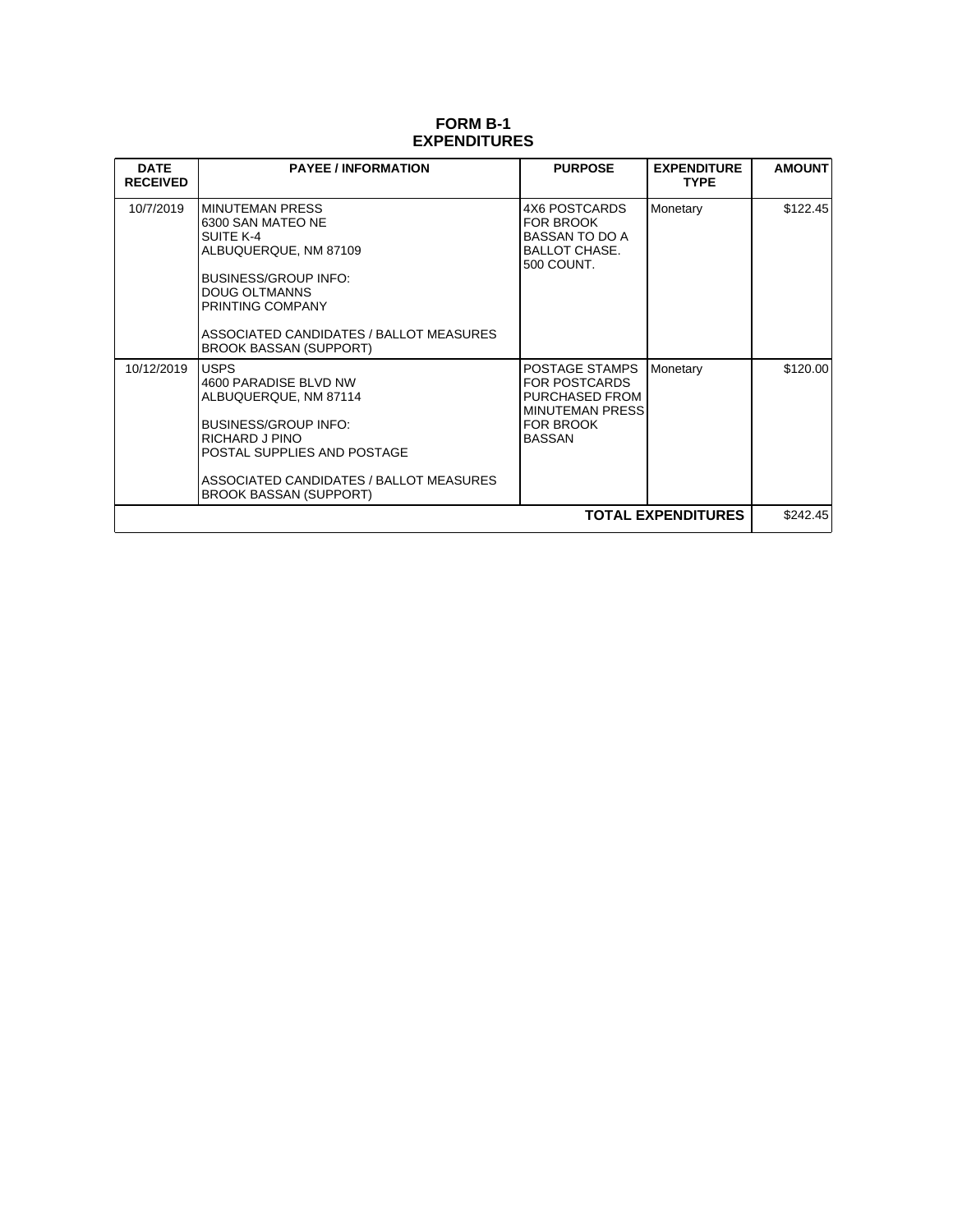# FORM B-1
## EXPENDITURES

| DATE RECEIVED | PAYEE / INFORMATION | PURPOSE | EXPENDITURE TYPE | AMOUNT |
|---|---|---|---|---|
| 10/7/2019 | MINUTEMAN PRESS<br>6300 SAN MATEO NE<br>SUITE K-4<br>ALBUQUERQUE, NM 87109<br><br>BUSINESS/GROUP INFO:<br>DOUG OLTMANNS<br>PRINTING COMPANY<br><br>ASSOCIATED CANDIDATES / BALLOT MEASURES<br>BROOK BASSAN (SUPPORT) | 4X6 POSTCARDS FOR BROOK BASSAN TO DO A BALLOT CHASE. 500 COUNT. | Monetary | $122.45 |
| 10/12/2019 | USPS<br>4600 PARADISE BLVD NW<br>ALBUQUERQUE, NM 87114<br><br>BUSINESS/GROUP INFO:<br>RICHARD J PINO<br>POSTAL SUPPLIES AND POSTAGE<br><br>ASSOCIATED CANDIDATES / BALLOT MEASURES<br>BROOK BASSAN (SUPPORT) | POSTAGE STAMPS FOR POSTCARDS PURCHASED FROM MINUTEMAN PRESS FOR BROOK BASSAN | Monetary | $120.00 |
| | | | **TOTAL EXPENDITURES** | $242.45 |